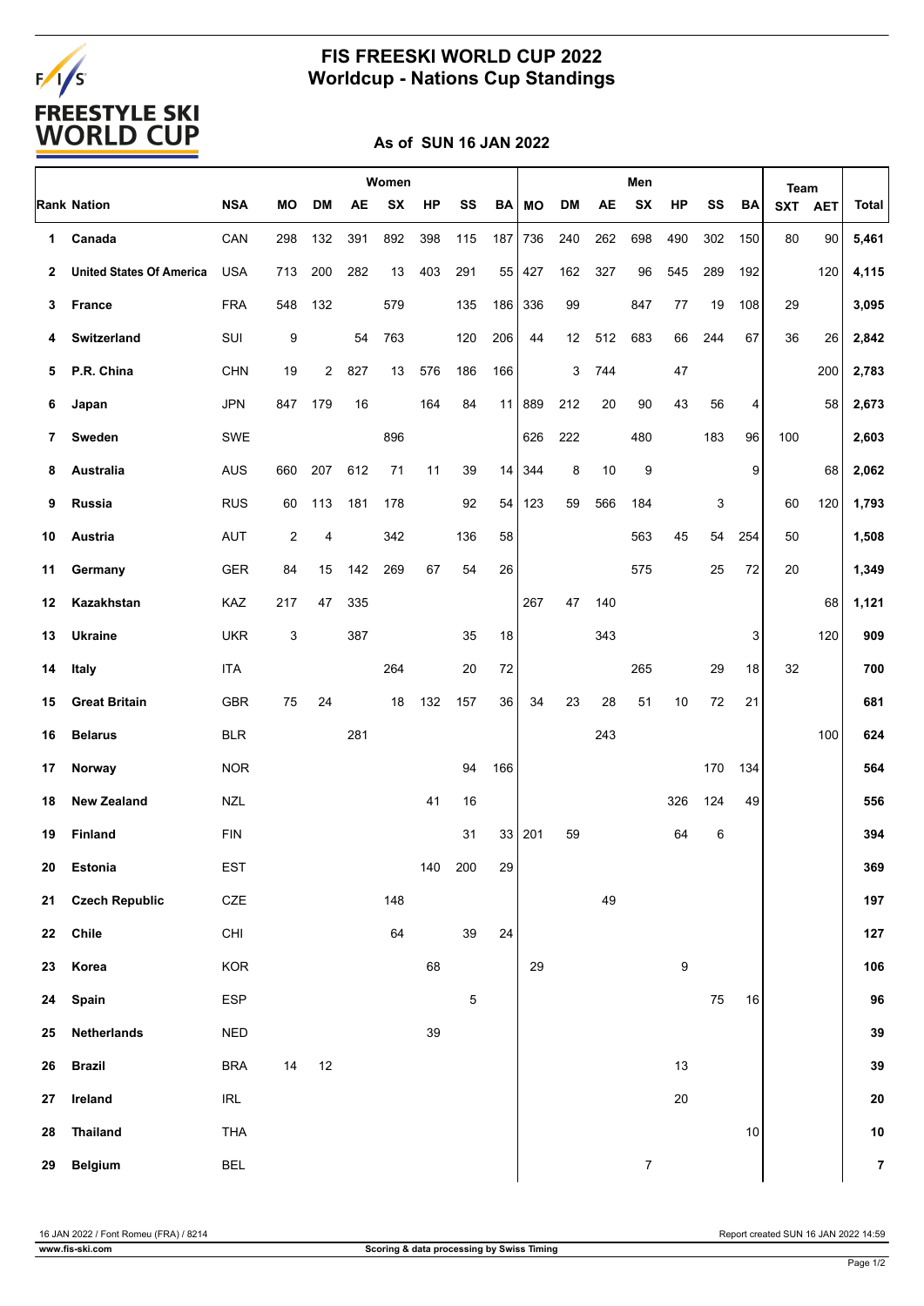# FIS FREESKI WORLD CUP 2022
## Worldcup - Nations Cup Standings

### As of SUN 16 JAN 2022

| Rank | Nation | NSA | Women | | | | | | | Men | | | | | | | Team | | Total |
|---|---|---|---|---|---|---|---|---|---|---|---|---|---|---|---|---|---|---|---|
| | | | MO | DM | AE | SX | HP | SS | BA | MO | DM | AE | SX | HP | SS | BA | SXT | AET | |
| 1 | Canada | CAN | 298 | 132 | 391 | 892 | 398 | 115 | 187 | 736 | 240 | 262 | 698 | 490 | 302 | 150 | 80 | 90 | 5,461 |
| 2 | United States Of America | USA | 713 | 200 | 282 | 13 | 403 | 291 | 55 | 427 | 162 | 327 | 96 | 545 | 289 | 192 | | 120 | 4,115 |
| 3 | France | FRA | 548 | 132 | | 579 | | 135 | 186 | 336 | 99 | | 847 | 77 | 19 | 108 | 29 | | 3,095 |
| 4 | Switzerland | SUI | 9 | | 54 | 763 | | 120 | 206 | 44 | 12 | 512 | 683 | 66 | 244 | 67 | 36 | 26 | 2,842 |
| 5 | P.R. China | CHN | 19 | 2 | 827 | 13 | 576 | 186 | 166 | | 3 | 744 | | 47 | | | | 200 | 2,783 |
| 6 | Japan | JPN | 847 | 179 | 16 | | 164 | 84 | 11 | 889 | 212 | 20 | 90 | 43 | 56 | 4 | | 58 | 2,673 |
| 7 | Sweden | SWE | | | | 896 | | | | 626 | 222 | | 480 | | 183 | 96 | 100 | | 2,603 |
| 8 | Australia | AUS | 660 | 207 | 612 | 71 | 11 | 39 | 14 | 344 | 8 | 10 | 9 | | | 9 | | 68 | 2,062 |
| 9 | Russia | RUS | 60 | 113 | 181 | 178 | | 92 | 54 | 123 | 59 | 566 | 184 | | 3 | | 60 | 120 | 1,793 |
| 10 | Austria | AUT | 2 | 4 | | 342 | | 136 | 58 | | | | 563 | 45 | 54 | 254 | 50 | | 1,508 |
| 11 | Germany | GER | 84 | 15 | 142 | 269 | 67 | 54 | 26 | | | | 575 | | 25 | 72 | 20 | | 1,349 |
| 12 | Kazakhstan | KAZ | 217 | 47 | 335 | | | | | 267 | 47 | 140 | | | | | | 68 | 1,121 |
| 13 | Ukraine | UKR | 3 | | 387 | | | 35 | 18 | | | 343 | | | | 3 | | 120 | 909 |
| 14 | Italy | ITA | | | | 264 | | 20 | 72 | | | | 265 | | 29 | 18 | 32 | | 700 |
| 15 | Great Britain | GBR | 75 | 24 | | 18 | 132 | 157 | 36 | 34 | 23 | 28 | 51 | 10 | 72 | 21 | | | 681 |
| 16 | Belarus | BLR | | | 281 | | | | | | | 243 | | | | | | 100 | 624 |
| 17 | Norway | NOR | | | | | | 94 | 166 | | | | | | 170 | 134 | | | 564 |
| 18 | New Zealand | NZL | | | | | 41 | 16 | | | | | | 326 | 124 | 49 | | | 556 |
| 19 | Finland | FIN | | | | | | 31 | 33 | 201 | 59 | | | 64 | 6 | | | | 394 |
| 20 | Estonia | EST | | | | | 140 | 200 | 29 | | | | | | | | | | 369 |
| 21 | Czech Republic | CZE | | | | 148 | | | | | | 49 | | | | | | | 197 |
| 22 | Chile | CHI | | | | 64 | | 39 | 24 | | | | | | | | | | 127 |
| 23 | Korea | KOR | | | | | 68 | | | 29 | | | | 9 | | | | | 106 |
| 24 | Spain | ESP | | | | | | 5 | | | | | | | 75 | 16 | | | 96 |
| 25 | Netherlands | NED | | | | | 39 | | | | | | | | | | | | 39 |
| 26 | Brazil | BRA | 14 | 12 | | | | | | | | | | 13 | | | | | 39 |
| 27 | Ireland | IRL | | | | | | | | | | | | 20 | | | | | 20 |
| 28 | Thailand | THA | | | | | | | | | | | | | | 10 | | | 10 |
| 29 | Belgium | BEL | | | | | | | | | | | 7 | | | | | | 7 |

16 JAN 2022 / Font Romeu (FRA) / 8214

Report created SUN 16 JAN 2022 14:59

www.fis-ski.com

Scoring & data processing by Swiss Timing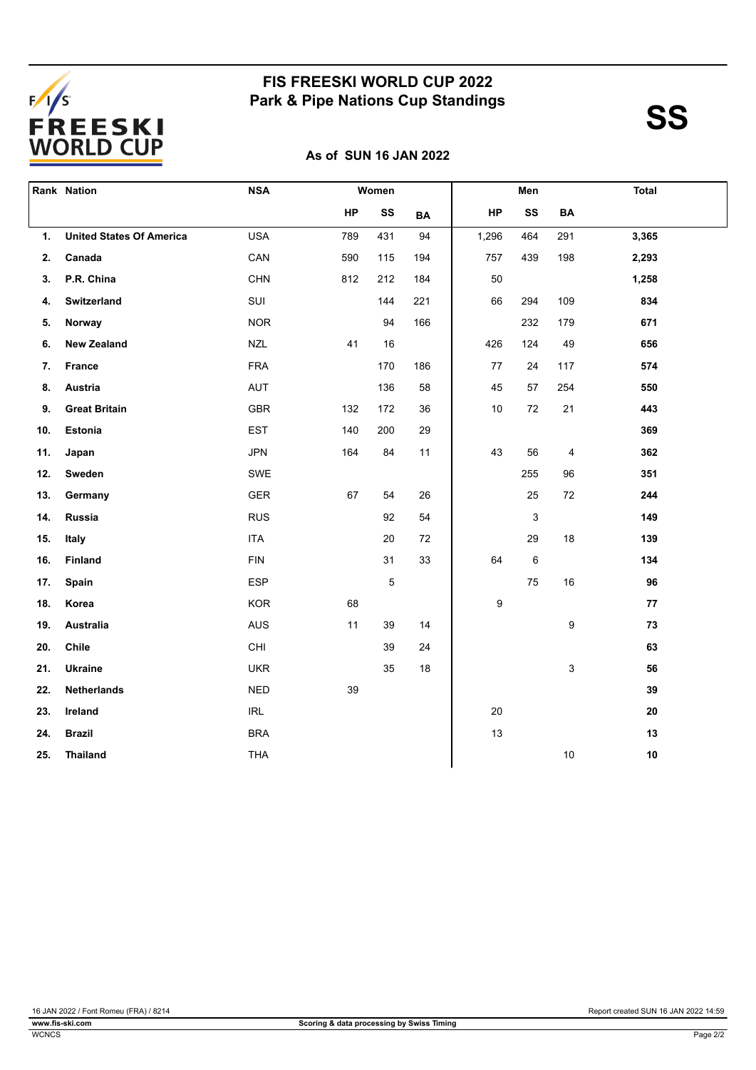# FIS FREESKI WORLD CUP 2022
## Park & Pipe Nations Cup Standings

**SS**

**As of SUN 16 JAN 2022**

| Rank | Nation | NSA | Women | | | Men | | | Total |
|---|---|---|---|---|---|---|---|---|---|
| | | | HP | SS | BA | HP | SS | BA | |
| **1.** | **United States Of America** | USA | 789 | 431 | 94 | 1,296 | 464 | 291 | **3,365** |
| **2.** | **Canada** | CAN | 590 | 115 | 194 | 757 | 439 | 198 | **2,293** |
| **3.** | **P.R. China** | CHN | 812 | 212 | 184 | 50 | | | **1,258** |
| **4.** | **Switzerland** | SUI | | 144 | 221 | 66 | 294 | 109 | **834** |
| **5.** | **Norway** | NOR | | 94 | 166 | | 232 | 179 | **671** |
| **6.** | **New Zealand** | NZL | 41 | 16 | | 426 | 124 | 49 | **656** |
| **7.** | **France** | FRA | | 170 | 186 | 77 | 24 | 117 | **574** |
| **8.** | **Austria** | AUT | | 136 | 58 | 45 | 57 | 254 | **550** |
| **9.** | **Great Britain** | GBR | 132 | 172 | 36 | 10 | 72 | 21 | **443** |
| **10.** | **Estonia** | EST | 140 | 200 | 29 | | | | **369** |
| **11.** | **Japan** | JPN | 164 | 84 | 11 | 43 | 56 | 4 | **362** |
| **12.** | **Sweden** | SWE | | | | | 255 | 96 | **351** |
| **13.** | **Germany** | GER | 67 | 54 | 26 | | 25 | 72 | **244** |
| **14.** | **Russia** | RUS | | 92 | 54 | | 3 | | **149** |
| **15.** | **Italy** | ITA | | 20 | 72 | | 29 | 18 | **139** |
| **16.** | **Finland** | FIN | | 31 | 33 | 64 | 6 | | **134** |
| **17.** | **Spain** | ESP | | 5 | | | 75 | 16 | **96** |
| **18.** | **Korea** | KOR | 68 | | | 9 | | | **77** |
| **19.** | **Australia** | AUS | 11 | 39 | 14 | | | 9 | **73** |
| **20.** | **Chile** | CHI | | 39 | 24 | | | | **63** |
| **21.** | **Ukraine** | UKR | | 35 | 18 | | | 3 | **56** |
| **22.** | **Netherlands** | NED | 39 | | | | | | **39** |
| **23.** | **Ireland** | IRL | | | | 20 | | | **20** |
| **24.** | **Brazil** | BRA | | | | 13 | | | **13** |
| **25.** | **Thailand** | THA | | | | | | 10 | **10** |

16 JAN 2022 / Font Romeu (FRA) / 8214

Report created SUN 16 JAN 2022 14:59

www.fis-ski.com

Scoring & data processing by Swiss Timing

WCNCS